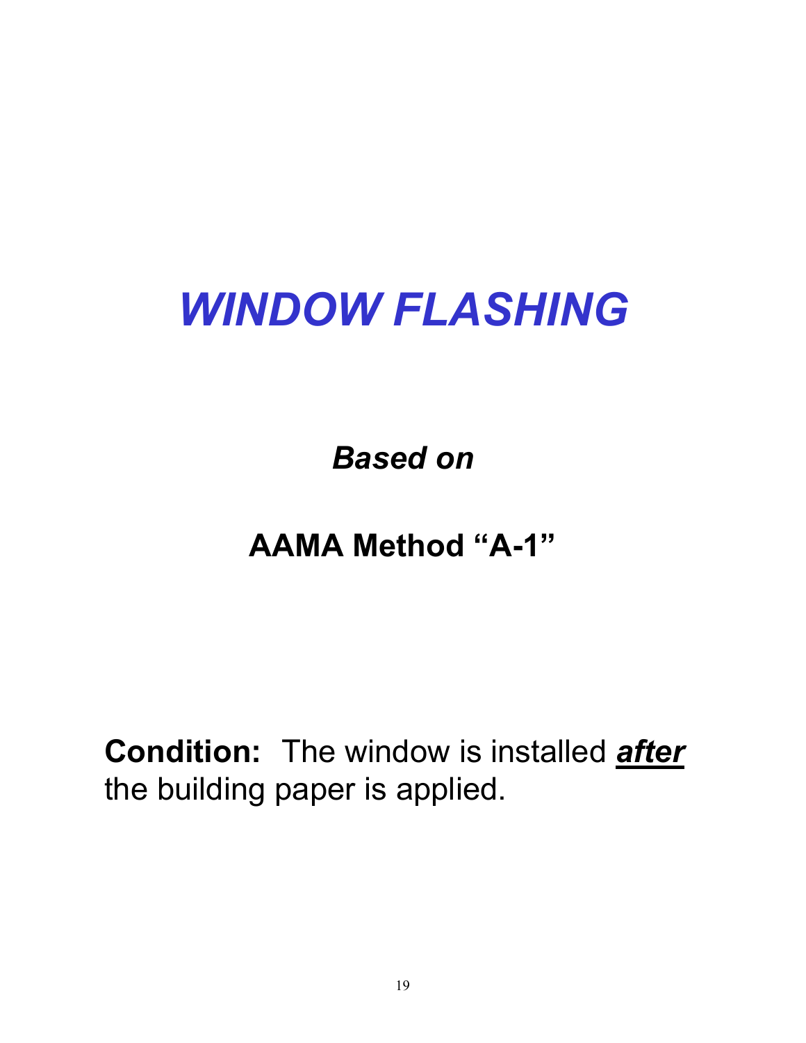# *WINDOW FLASHING*

***Based on***

**AAMA Method "A-1"**

**Condition:** The window is installed ***after*** the building paper is applied.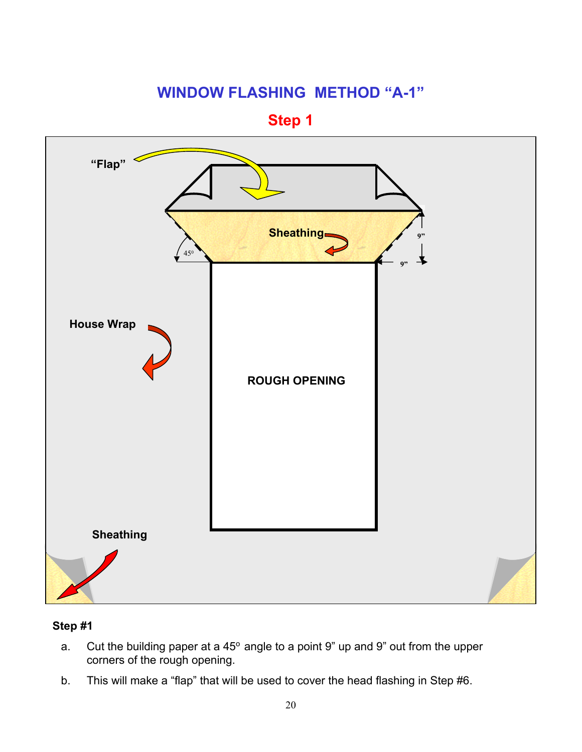# WINDOW FLASHING METHOD "A-1"

## Step 1

"Flap"

Sheathing

45°

9"

9"

House Wrap

ROUGH OPENING

Sheathing

**Step #1**

a. Cut the building paper at a 45° angle to a point 9" up and 9" out from the upper corners of the rough opening.

b. This will make a "flap" that will be used to cover the head flashing in Step #6.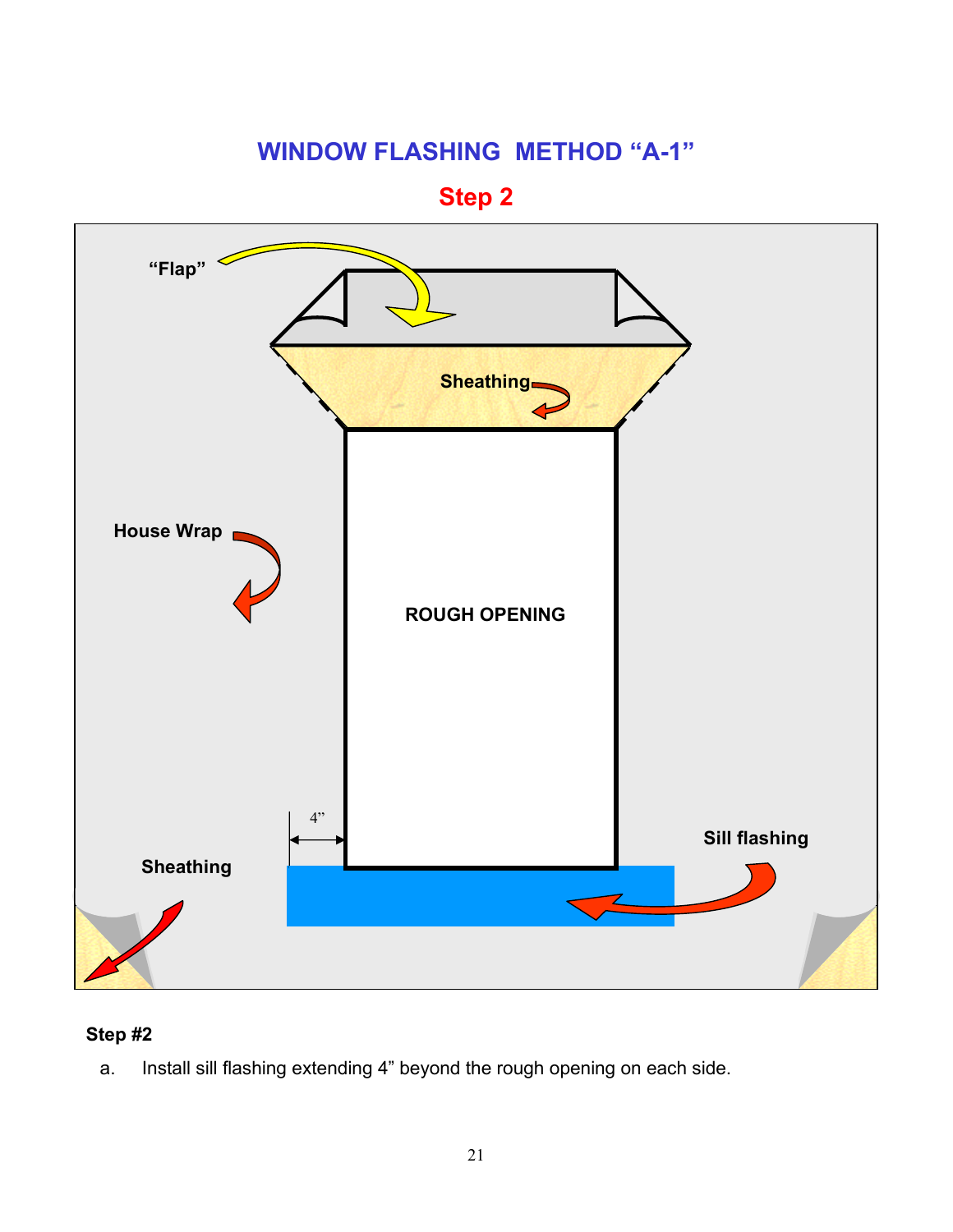## WINDOW FLASHING METHOD "A-1"

### Step 2

"Flap"

Sheathing

House Wrap

ROUGH OPENING

4"

Sill flashing

Sheathing

**Step #2**

a. Install sill flashing extending 4" beyond the rough opening on each side.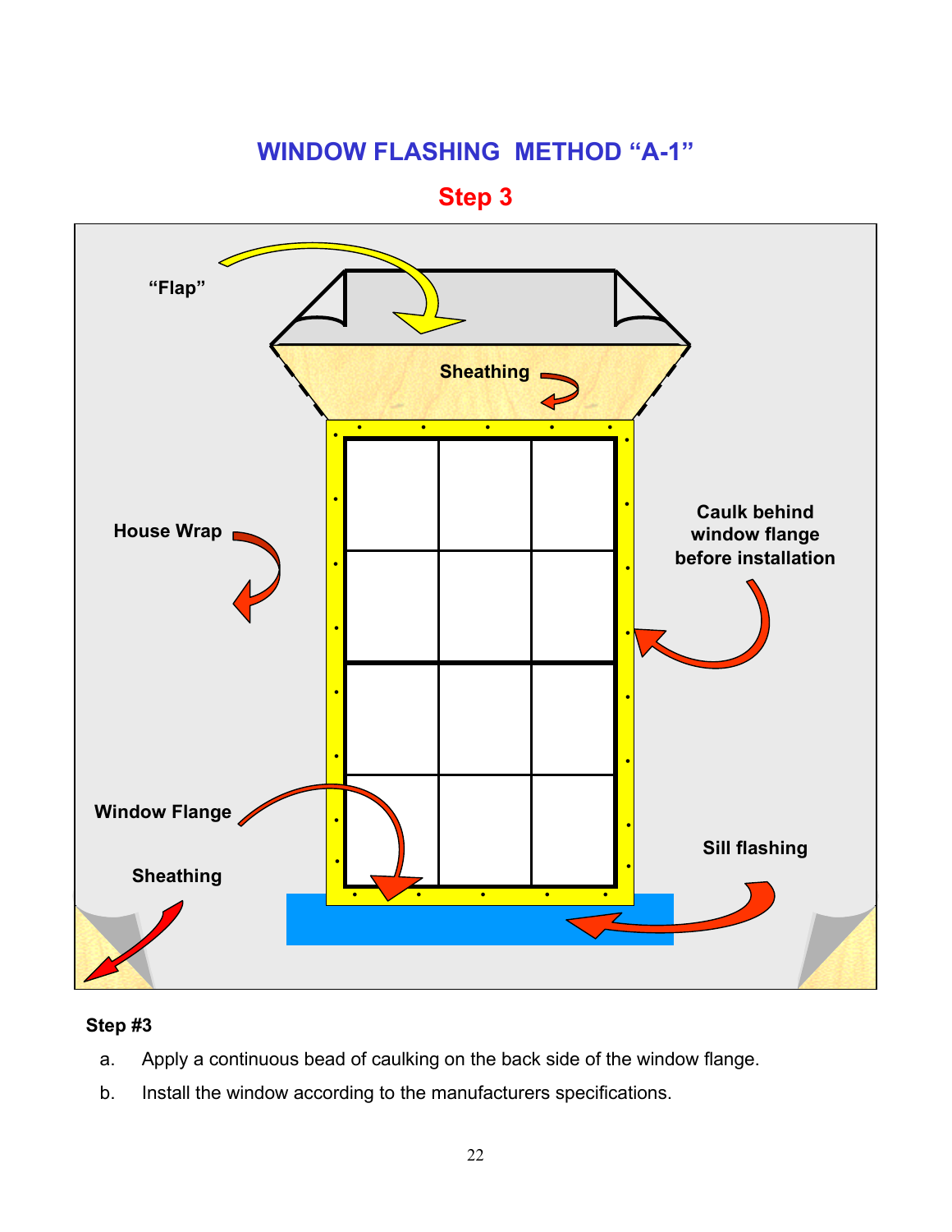# WINDOW FLASHING METHOD "A-1"

## Step 3

"Flap"

Sheathing

House Wrap

Caulk behind window flange before installation

Window Flange

Sheathing

Sill flashing

**Step #3**

a. Apply a continuous bead of caulking on the back side of the window flange.

b. Install the window according to the manufacturers specifications.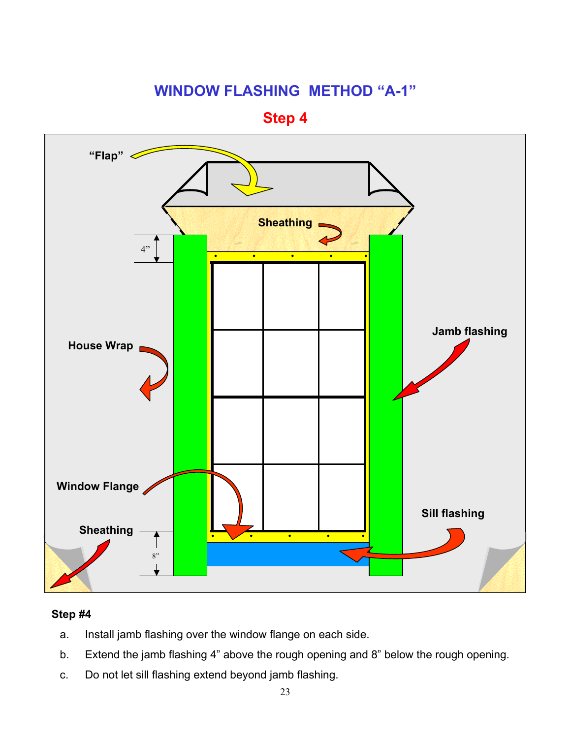## WINDOW FLASHING METHOD "A-1"

### Step 4

"Flap"

Sheathing

4"

House Wrap

Jamb flashing

Window Flange

Sill flashing

Sheathing

8"

**Step #4**

a. Install jamb flashing over the window flange on each side.

b. Extend the jamb flashing 4" above the rough opening and 8" below the rough opening.

c. Do not let sill flashing extend beyond jamb flashing.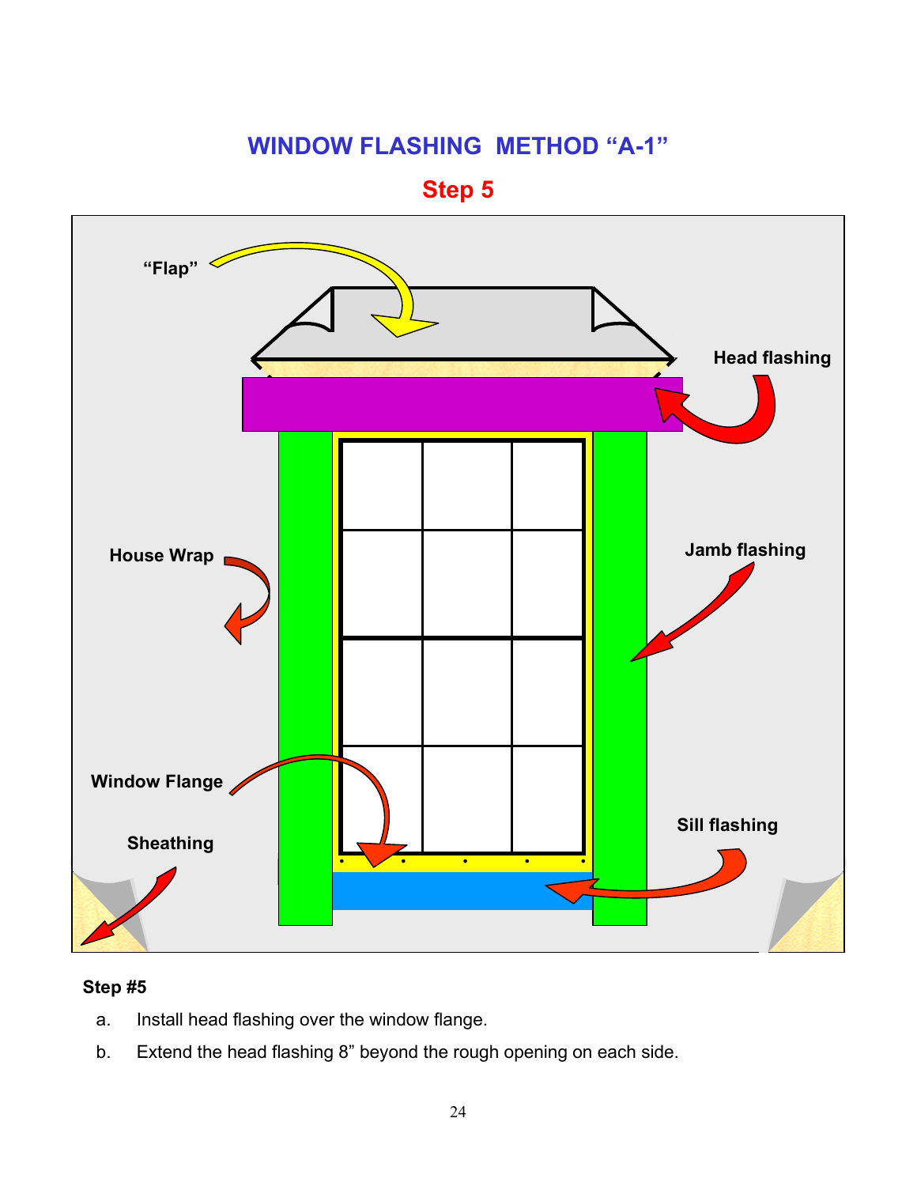# WINDOW FLASHING METHOD "A-1"

## Step 5

"Flap"

Head flashing

House Wrap

Jamb flashing

Window Flange

Sheathing

Sill flashing

**Step #5**

a. Install head flashing over the window flange.

b. Extend the head flashing 8" beyond the rough opening on each side.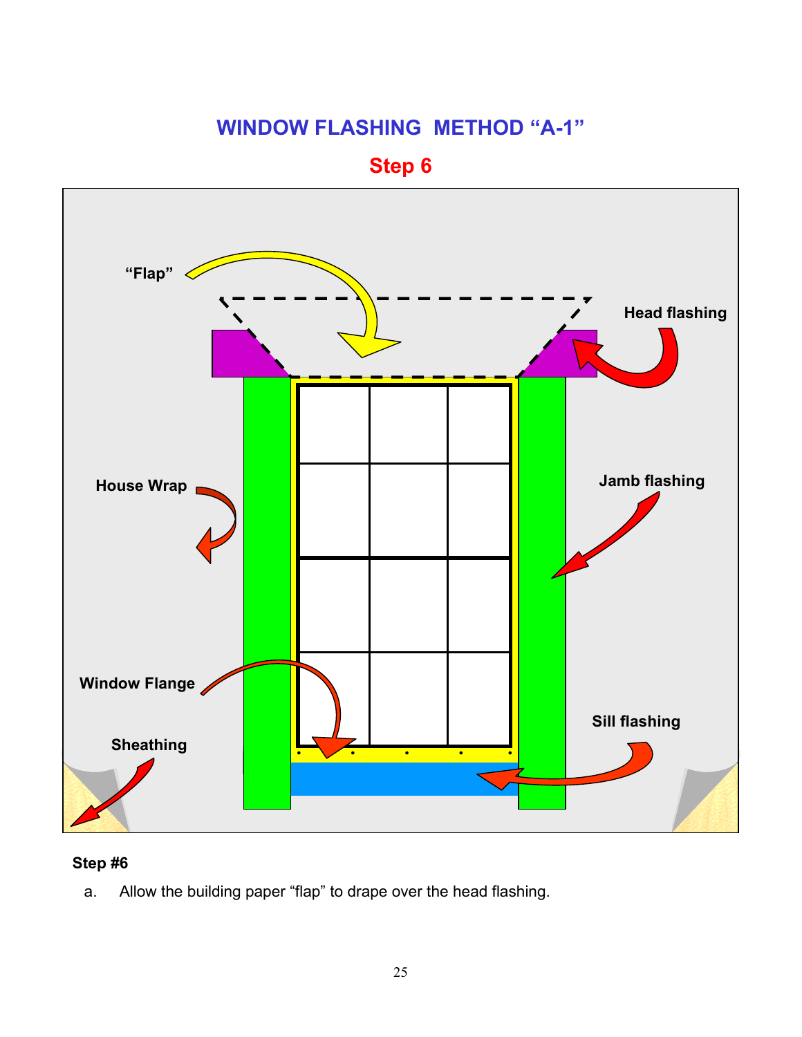# WINDOW FLASHING METHOD "A-1"

## Step 6

"Flap"

Head flashing

House Wrap

Jamb flashing

Window Flange

Sill flashing

Sheathing

**Step #6**

a. Allow the building paper "flap" to drape over the head flashing.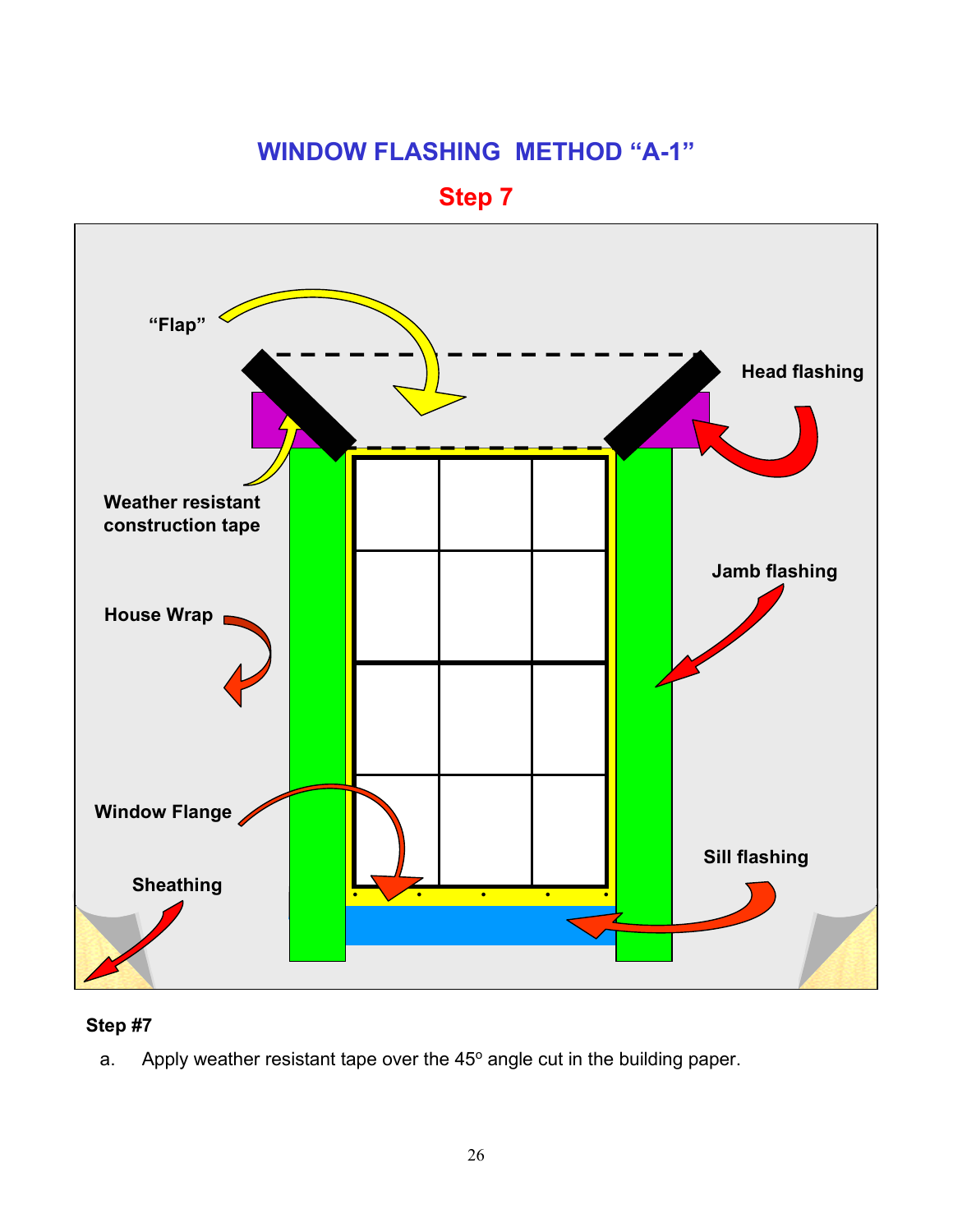# WINDOW FLASHING METHOD “A-1”

## Step 7

“Flap”

Head flashing

Weather resistant construction tape

Jamb flashing

House Wrap

Window Flange

Sill flashing

Sheathing

**Step #7**

a. Apply weather resistant tape over the 45º angle cut in the building paper.